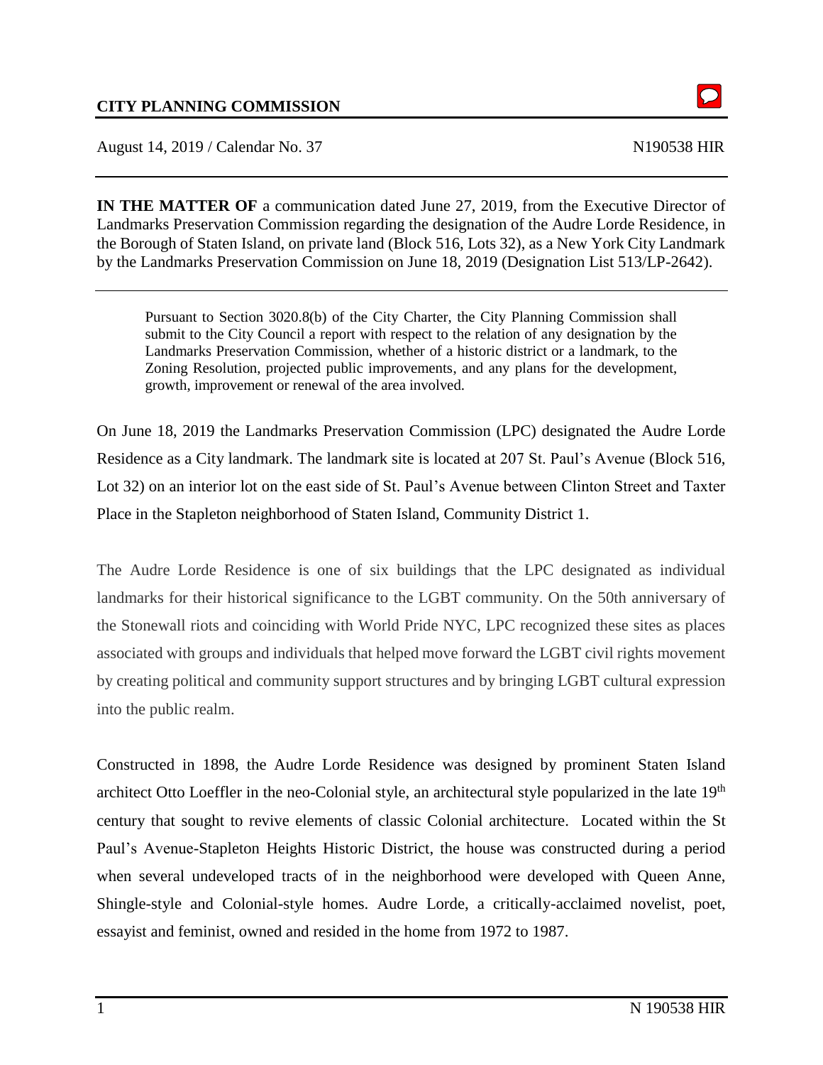**CITY PLANNING COMMISSION**

August 14, 2019 / Calendar No. 37 N190538 HIR

**IN THE MATTER OF** a communication dated June 27, 2019, from the Executive Director of Landmarks Preservation Commission regarding the designation of the Audre Lorde Residence, in the Borough of Staten Island, on private land (Block 516, Lots 32), as a New York City Landmark by the Landmarks Preservation Commission on June 18, 2019 (Designation List 513/LP-2642).

> Pursuant to Section 3020.8(b) of the City Charter, the City Planning Commission shall submit to the City Council a report with respect to the relation of any designation by the Landmarks Preservation Commission, whether of a historic district or a landmark, to the Zoning Resolution, projected public improvements, and any plans for the development, growth, improvement or renewal of the area involved.

On June 18, 2019 the Landmarks Preservation Commission (LPC) designated the Audre Lorde Residence as a City landmark. The landmark site is located at 207 St. Paul's Avenue (Block 516, Lot 32) on an interior lot on the east side of St. Paul's Avenue between Clinton Street and Taxter Place in the Stapleton neighborhood of Staten Island, Community District 1.

The Audre Lorde Residence is one of six buildings that the LPC designated as individual landmarks for their historical significance to the LGBT community. On the 50th anniversary of the Stonewall riots and coinciding with World Pride NYC, LPC recognized these sites as places associated with groups and individuals that helped move forward the LGBT civil rights movement by creating political and community support structures and by bringing LGBT cultural expression into the public realm.

Constructed in 1898, the Audre Lorde Residence was designed by prominent Staten Island architect Otto Loeffler in the neo-Colonial style, an architectural style popularized in the late 19th century that sought to revive elements of classic Colonial architecture. Located within the St Paul's Avenue-Stapleton Heights Historic District, the house was constructed during a period when several undeveloped tracts of in the neighborhood were developed with Queen Anne, Shingle-style and Colonial-style homes. Audre Lorde, a critically-acclaimed novelist, poet, essayist and feminist, owned and resided in the home from 1972 to 1987.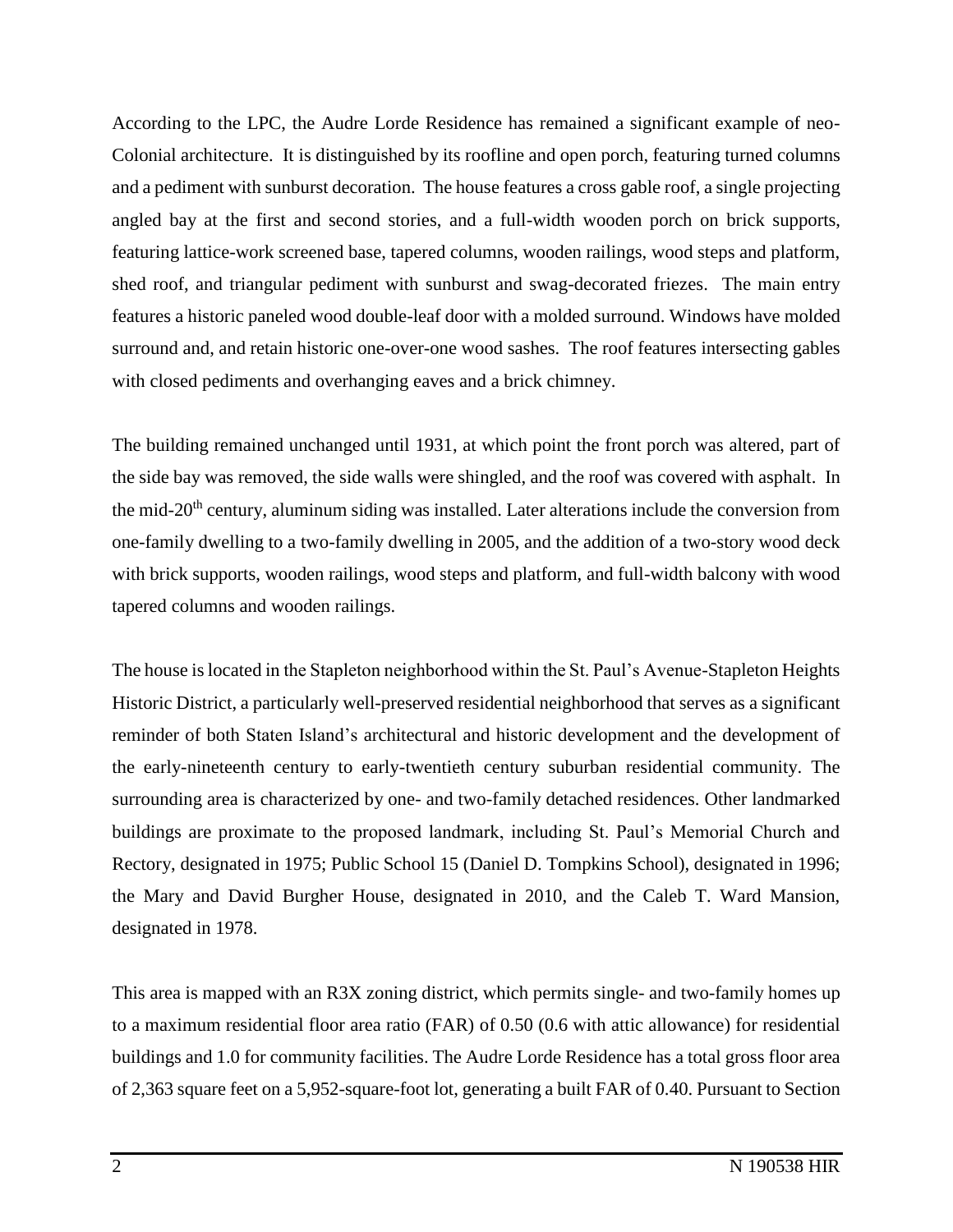According to the LPC, the Audre Lorde Residence has remained a significant example of neo-Colonial architecture. It is distinguished by its roofline and open porch, featuring turned columns and a pediment with sunburst decoration. The house features a cross gable roof, a single projecting angled bay at the first and second stories, and a full-width wooden porch on brick supports, featuring lattice-work screened base, tapered columns, wooden railings, wood steps and platform, shed roof, and triangular pediment with sunburst and swag-decorated friezes. The main entry features a historic paneled wood double-leaf door with a molded surround. Windows have molded surround and, and retain historic one-over-one wood sashes. The roof features intersecting gables with closed pediments and overhanging eaves and a brick chimney.

The building remained unchanged until 1931, at which point the front porch was altered, part of the side bay was removed, the side walls were shingled, and the roof was covered with asphalt. In the mid-20th century, aluminum siding was installed. Later alterations include the conversion from one-family dwelling to a two-family dwelling in 2005, and the addition of a two-story wood deck with brick supports, wooden railings, wood steps and platform, and full-width balcony with wood tapered columns and wooden railings.

The house is located in the Stapleton neighborhood within the St. Paul's Avenue-Stapleton Heights Historic District, a particularly well-preserved residential neighborhood that serves as a significant reminder of both Staten Island's architectural and historic development and the development of the early-nineteenth century to early-twentieth century suburban residential community. The surrounding area is characterized by one- and two-family detached residences. Other landmarked buildings are proximate to the proposed landmark, including St. Paul's Memorial Church and Rectory, designated in 1975; Public School 15 (Daniel D. Tompkins School), designated in 1996; the Mary and David Burgher House, designated in 2010, and the Caleb T. Ward Mansion, designated in 1978.

This area is mapped with an R3X zoning district, which permits single- and two-family homes up to a maximum residential floor area ratio (FAR) of 0.50 (0.6 with attic allowance) for residential buildings and 1.0 for community facilities. The Audre Lorde Residence has a total gross floor area of 2,363 square feet on a 5,952-square-foot lot, generating a built FAR of 0.40. Pursuant to Section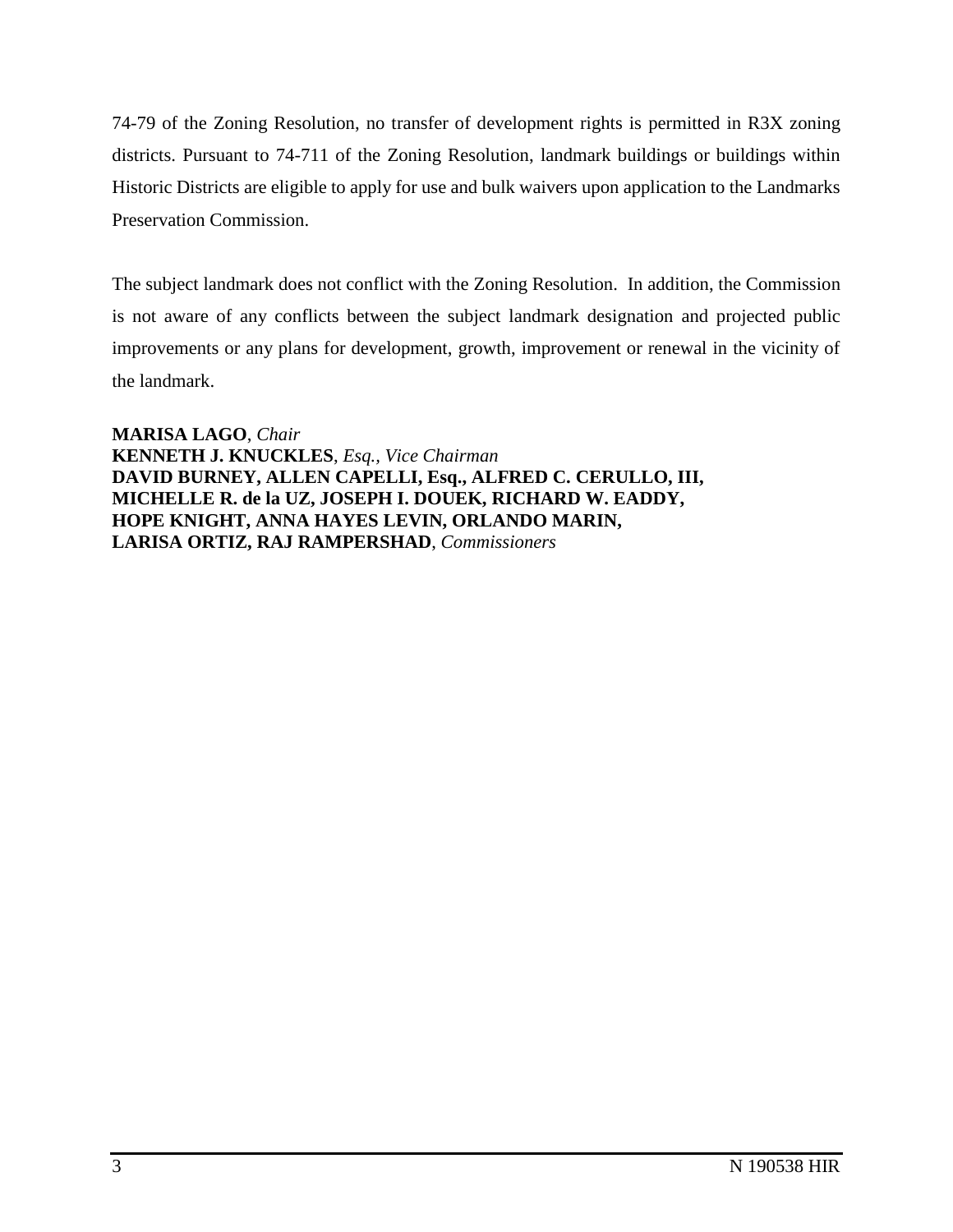74-79 of the Zoning Resolution, no transfer of development rights is permitted in R3X zoning districts. Pursuant to 74-711 of the Zoning Resolution, landmark buildings or buildings within Historic Districts are eligible to apply for use and bulk waivers upon application to the Landmarks Preservation Commission.

The subject landmark does not conflict with the Zoning Resolution. In addition, the Commission is not aware of any conflicts between the subject landmark designation and projected public improvements or any plans for development, growth, improvement or renewal in the vicinity of the landmark.

**MARISA LAGO**, *Chair*
**KENNETH J. KNUCKLES**, *Esq., Vice Chairman*
**DAVID BURNEY, ALLEN CAPELLI, Esq., ALFRED C. CERULLO, III, MICHELLE R. de la UZ, JOSEPH I. DOUEK, RICHARD W. EADDY, HOPE KNIGHT, ANNA HAYES LEVIN, ORLANDO MARIN, LARISA ORTIZ, RAJ RAMPERSHAD**, *Commissioners*